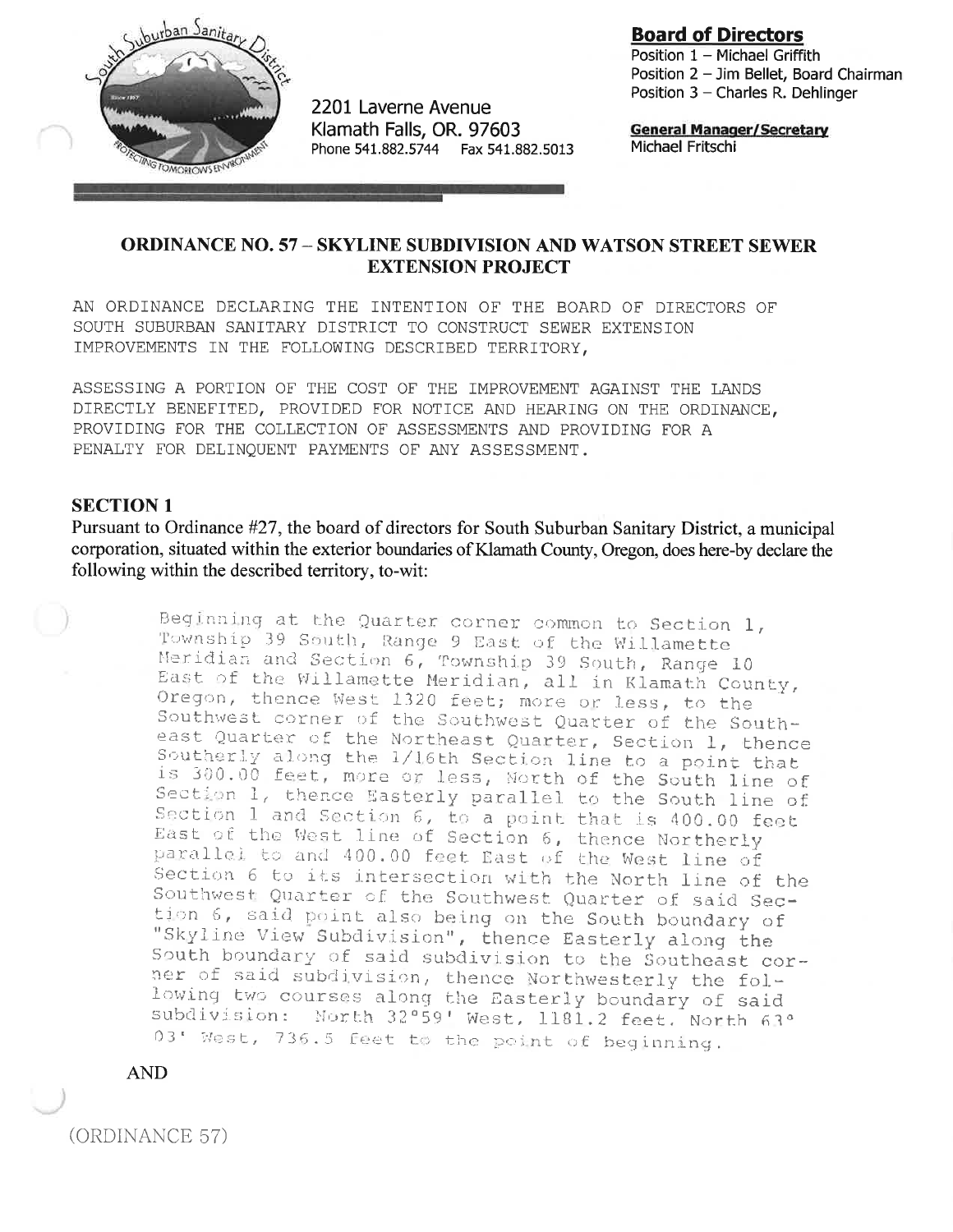2201 Laverne Avenue
Klamath Falls, OR. 97603
Phone 541.882.5744 Fax 541.882.5013

**Board of Directors**
Position 1 – Michael Griffith
Position 2 – Jim Bellet, Board Chairman
Position 3 – Charles R. Dehlinger

**General Manager/Secretary**
Michael Fritschi

## ORDINANCE NO. 57 – SKYLINE SUBDIVISION AND WATSON STREET SEWER EXTENSION PROJECT

AN ORDINANCE DECLARING THE INTENTION OF THE BOARD OF DIRECTORS OF SOUTH SUBURBAN SANITARY DISTRICT TO CONSTRUCT SEWER EXTENSION IMPROVEMENTS IN THE FOLLOWING DESCRIBED TERRITORY,

ASSESSING A PORTION OF THE COST OF THE IMPROVEMENT AGAINST THE LANDS DIRECTLY BENEFITED, PROVIDED FOR NOTICE AND HEARING ON THE ORDINANCE, PROVIDING FOR THE COLLECTION OF ASSESSMENTS AND PROVIDING FOR A PENALTY FOR DELINQUENT PAYMENTS OF ANY ASSESSMENT.

### SECTION 1

Pursuant to Ordinance #27, the board of directors for South Suburban Sanitary District, a municipal corporation, situated within the exterior boundaries of Klamath County, Oregon, does here-by declare the following within the described territory, to-wit:

> Beginning at the Quarter corner common to Section 1, Township 39 South, Range 9 East of the Willamette Meridian and Section 6, Township 39 South, Range 10 East of the Willamette Meridian, all in Klamath County, Oregon, thence West 1320 feet; more or less, to the Southwest corner of the Southwest Quarter of the Southeast Quarter of the Northeast Quarter, Section 1, thence Southerly along the 1/16th Section line to a point that is 300.00 feet, more or less, North of the South line of Section 1, thence Easterly parallel to the South line of Section 1 and Section 6, to a point that is 400.00 feet East of the West line of Section 6, thence Northerly parallel to and 400.00 feet East of the West line of Section 6 to its intersection with the North line of the Southwest Quarter of the Southwest Quarter of said Section 6, said point also being on the South boundary of "Skyline View Subdivision", thence Easterly along the South boundary of said subdivision to the Southeast corner of said subdivision, thence Northwesterly the following two courses along the Easterly boundary of said subdivision: North 32°59' West, 1181.2 feet, North 63° 03' West, 736.5 feet to the point of beginning.

AND

(ORDINANCE 57)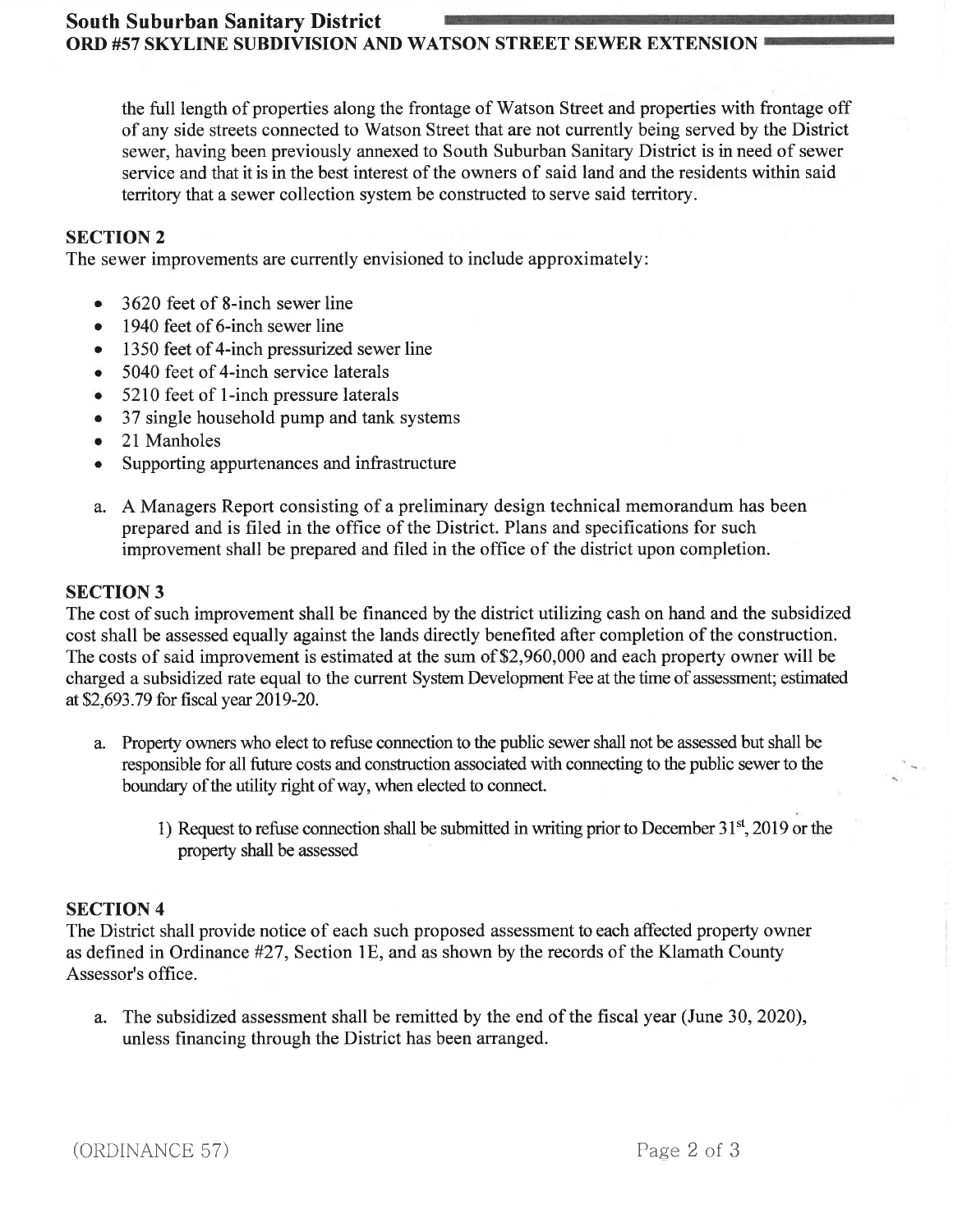the full length of properties along the frontage of Watson Street and properties with frontage off of any side streets connected to Watson Street that are not currently being served by the District sewer, having been previously annexed to South Suburban Sanitary District is in need of sewer service and that it is in the best interest of the owners of said land and the residents within said territory that a sewer collection system be constructed to serve said territory.

## SECTION 2

The sewer improvements are currently envisioned to include approximately:

- 3620 feet of 8-inch sewer line
- 1940 feet of 6-inch sewer line
- 1350 feet of 4-inch pressurized sewer line
- 5040 feet of 4-inch service laterals
- 5210 feet of 1-inch pressure laterals
- 37 single household pump and tank systems
- 21 Manholes
- Supporting appurtenances and infrastructure

a. A Managers Report consisting of a preliminary design technical memorandum has been prepared and is filed in the office of the District. Plans and specifications for such improvement shall be prepared and filed in the office of the district upon completion.

## SECTION 3

The cost of such improvement shall be financed by the district utilizing cash on hand and the subsidized cost shall be assessed equally against the lands directly benefited after completion of the construction. The costs of said improvement is estimated at the sum of $2,960,000 and each property owner will be charged a subsidized rate equal to the current System Development Fee at the time of assessment; estimated at $2,693.79 for fiscal year 2019-20.

a. Property owners who elect to refuse connection to the public sewer shall not be assessed but shall be responsible for all future costs and construction associated with connecting to the public sewer to the boundary of the utility right of way, when elected to connect.

   1) Request to refuse connection shall be submitted in writing prior to December 31st, 2019 or the property shall be assessed

## SECTION 4

The District shall provide notice of each such proposed assessment to each affected property owner as defined in Ordinance #27, Section 1E, and as shown by the records of the Klamath County Assessor's office.

a. The subsidized assessment shall be remitted by the end of the fiscal year (June 30, 2020), unless financing through the District has been arranged.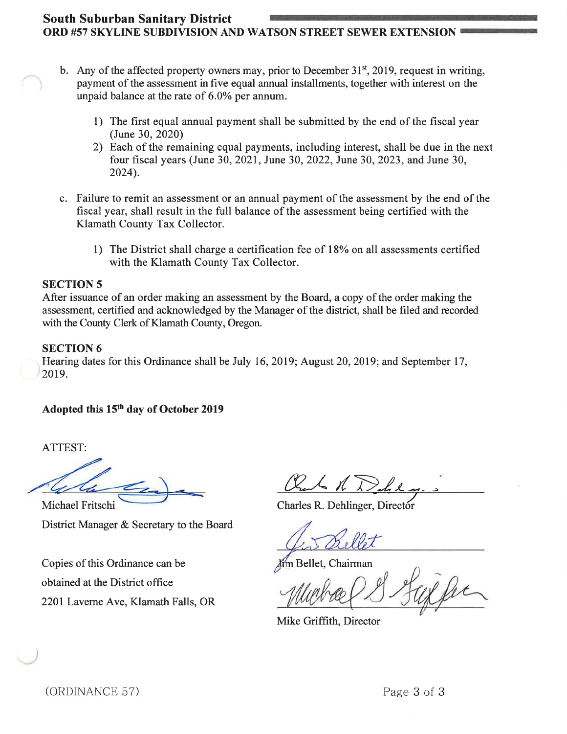b. Any of the affected property owners may, prior to December 31st, 2019, request in writing, payment of the assessment in five equal annual installments, together with interest on the unpaid balance at the rate of 6.0% per annum.

   1) The first equal annual payment shall be submitted by the end of the fiscal year (June 30, 2020)
   2) Each of the remaining equal payments, including interest, shall be due in the next four fiscal years (June 30, 2021, June 30, 2022, June 30, 2023, and June 30, 2024).

c. Failure to remit an assessment or an annual payment of the assessment by the end of the fiscal year, shall result in the full balance of the assessment being certified with the Klamath County Tax Collector.

   1) The District shall charge a certification fee of 18% on all assessments certified with the Klamath County Tax Collector.

**SECTION 5**

After issuance of an order making an assessment by the Board, a copy of the order making the assessment, certified and acknowledged by the Manager of the district, shall be filed and recorded with the County Clerk of Klamath County, Oregon.

**SECTION 6**

Hearing dates for this Ordinance shall be July 16, 2019; August 20, 2019; and September 17, 2019.

**Adopted this 15th day of October 2019**

ATTEST:

Michael Fritschi

District Manager & Secretary to the Board

Copies of this Ordinance can be obtained at the District office

2201 Laverne Ave, Klamath Falls, OR

Charles R. Dehlinger, Director

Jim Bellet, Chairman

Mike Griffith, Director